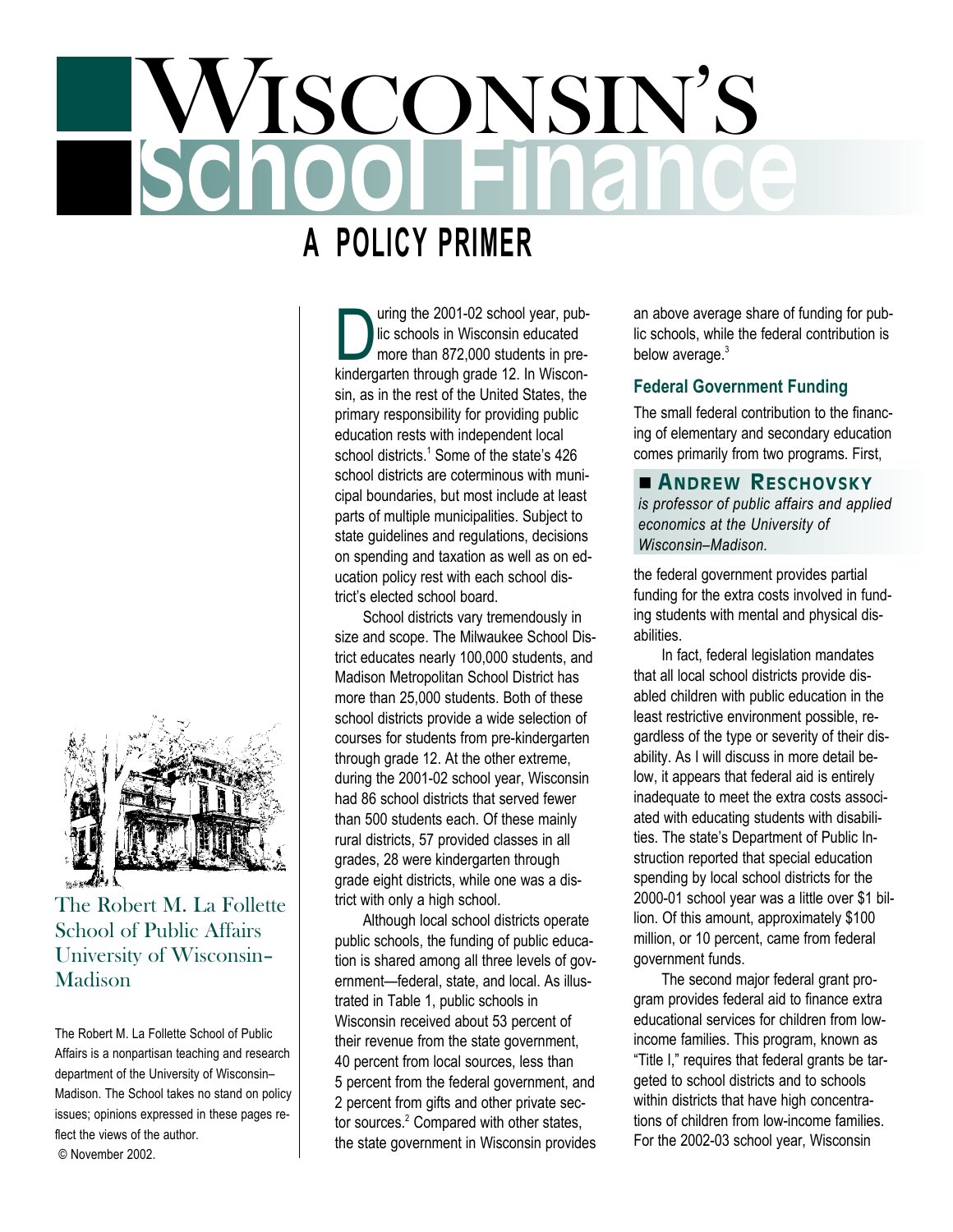# Wisconsin's School Finance

## A Policy Primer

The Robert M. La Follette School of Public Affairs University of Wisconsin–Madison

The Robert M. La Follette School of Public Affairs is a nonpartisan teaching and research department of the University of Wisconsin–Madison. The School takes no stand on policy issues; opinions expressed in these pages reflect the views of the author.

© November 2002.

**Andrew Reschovsky** *is professor of public affairs and applied economics at the University of Wisconsin–Madison.*

During the 2001-02 school year, public schools in Wisconsin educated more than 872,000 students in pre-kindergarten through grade 12. In Wisconsin, as in the rest of the United States, the primary responsibility for providing public education rests with independent local school districts.[1] Some of the state's 426 school districts are coterminous with municipal boundaries, but most include at least parts of multiple municipalities. Subject to state guidelines and regulations, decisions on spending and taxation as well as on education policy rest with each school district's elected school board.

School districts vary tremendously in size and scope. The Milwaukee School District educates nearly 100,000 students, and Madison Metropolitan School District has more than 25,000 students. Both of these school districts provide a wide selection of courses for students from pre-kindergarten through grade 12. At the other extreme, during the 2001-02 school year, Wisconsin had 86 school districts that served fewer than 500 students each. Of these mainly rural districts, 57 provided classes in all grades, 28 were kindergarten through grade eight districts, while one was a district with only a high school.

Although local school districts operate public schools, the funding of public education is shared among all three levels of government—federal, state, and local. As illustrated in Table 1, public schools in Wisconsin received about 53 percent of their revenue from the state government, 40 percent from local sources, less than 5 percent from the federal government, and 2 percent from gifts and other private sector sources.[2] Compared with other states, the state government in Wisconsin provides an above average share of funding for public schools, while the federal contribution is below average.[3]

### Federal Government Funding

The small federal contribution to the financing of elementary and secondary education comes primarily from two programs. First, the federal government provides partial funding for the extra costs involved in funding students with mental and physical disabilities.

In fact, federal legislation mandates that all local school districts provide disabled children with public education in the least restrictive environment possible, regardless of the type or severity of their disability. As I will discuss in more detail below, it appears that federal aid is entirely inadequate to meet the extra costs associated with educating students with disabilities. The state's Department of Public Instruction reported that special education spending by local school districts for the 2000-01 school year was a little over $1 billion. Of this amount, approximately $100 million, or 10 percent, came from federal government funds.

The second major federal grant program provides federal aid to finance extra educational services for children from low-income families. This program, known as "Title I," requires that federal grants be targeted to school districts and to schools within districts that have high concentrations of children from low-income families. For the 2002-03 school year, Wisconsin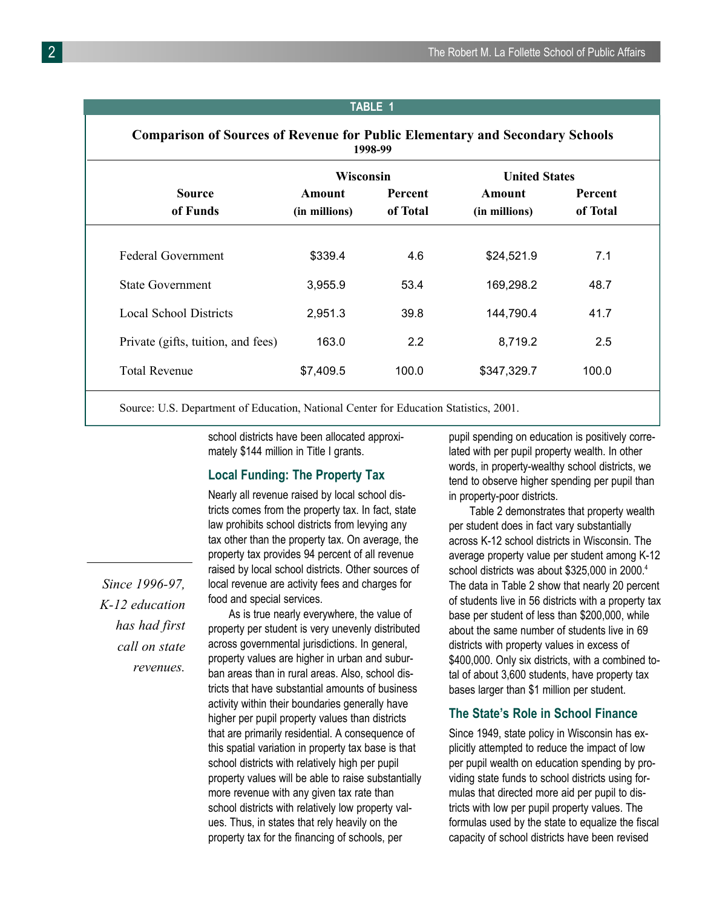**TABLE 1**

**Comparison of Sources of Revenue for Public Elementary and Secondary Schools**
**1998-99**

| Source of Funds | Wisconsin Amount (in millions) | Wisconsin Percent of Total | United States Amount (in millions) | United States Percent of Total |
|---|---|---|---|---|
| Federal Government | $339.4 | 4.6 | $24,521.9 | 7.1 |
| State Government | 3,955.9 | 53.4 | 169,298.2 | 48.7 |
| Local School Districts | 2,951.3 | 39.8 | 144,790.4 | 41.7 |
| Private (gifts, tuition, and fees) | 163.0 | 2.2 | 8,719.2 | 2.5 |
| Total Revenue | $7,409.5 | 100.0 | $347,329.7 | 100.0 |

Source: U.S. Department of Education, National Center for Education Statistics, 2001.

school districts have been allocated approximately $144 million in Title I grants.

### Local Funding: The Property Tax

Nearly all revenue raised by local school districts comes from the property tax. In fact, state law prohibits school districts from levying any tax other than the property tax. On average, the property tax provides 94 percent of all revenue raised by local school districts. Other sources of local revenue are activity fees and charges for food and special services.

*Since 1996-97, K-12 education has had first call on state revenues.*

As is true nearly everywhere, the value of property per student is very unevenly distributed across governmental jurisdictions. In general, property values are higher in urban and suburban areas than in rural areas. Also, school districts that have substantial amounts of business activity within their boundaries generally have higher per pupil property values than districts that are primarily residential. A consequence of this spatial variation in property tax base is that school districts with relatively high per pupil property values will be able to raise substantially more revenue with any given tax rate than school districts with relatively low property values. Thus, in states that rely heavily on the property tax for the financing of schools, per pupil spending on education is positively correlated with per pupil property wealth. In other words, in property-wealthy school districts, we tend to observe higher spending per pupil than in property-poor districts.

Table 2 demonstrates that property wealth per student does in fact vary substantially across K-12 school districts in Wisconsin. The average property value per student among K-12 school districts was about $325,000 in 2000.[4] The data in Table 2 show that nearly 20 percent of students live in 56 districts with a property tax base per student of less than $200,000, while about the same number of students live in 69 districts with property values in excess of $400,000. Only six districts, with a combined total of about 3,600 students, have property tax bases larger than $1 million per student.

### The State's Role in School Finance

Since 1949, state policy in Wisconsin has explicitly attempted to reduce the impact of low per pupil wealth on education spending by providing state funds to school districts using formulas that directed more aid per pupil to districts with low per pupil property values. The formulas used by the state to equalize the fiscal capacity of school districts have been revised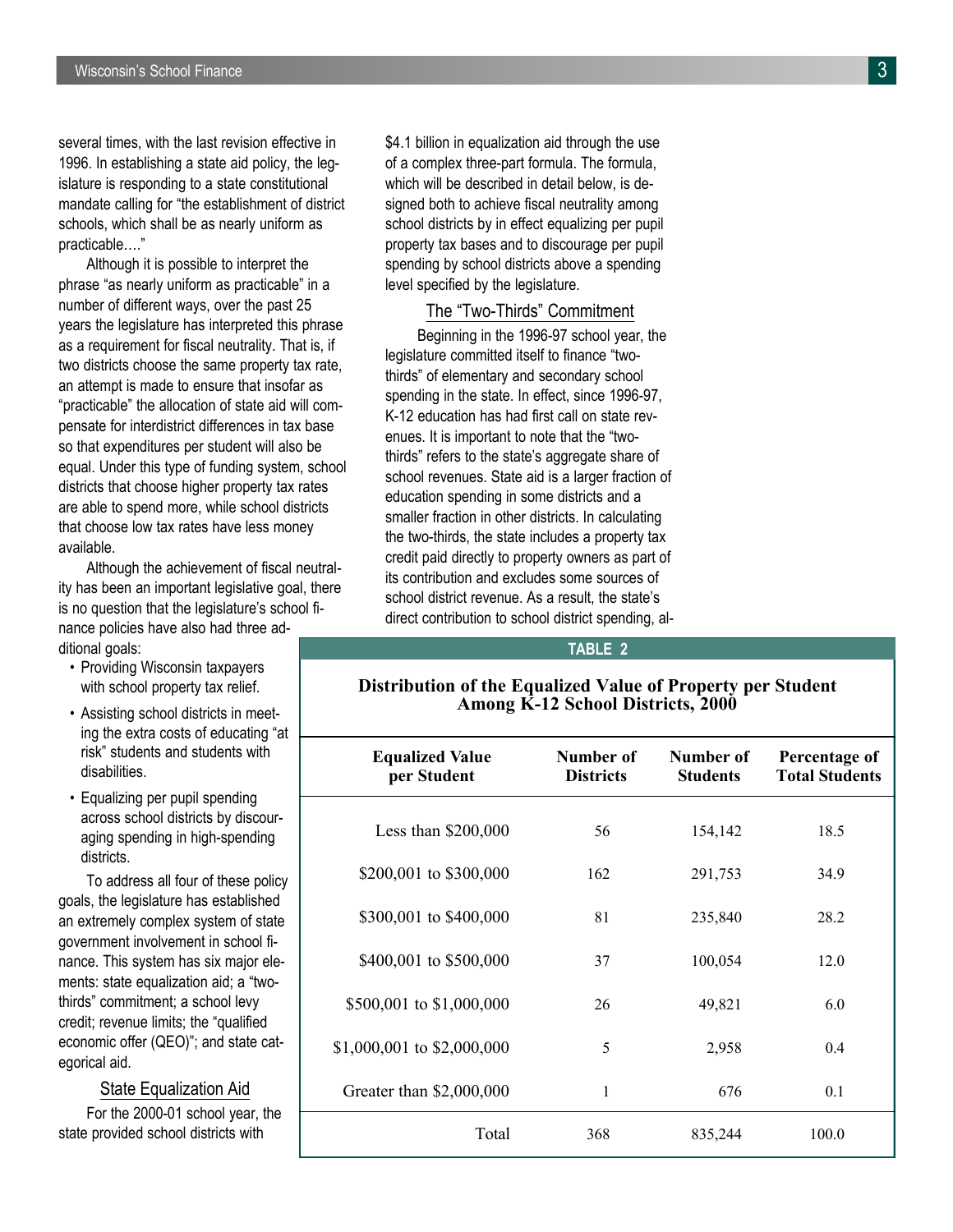several times, with the last revision effective in 1996. In establishing a state aid policy, the legislature is responding to a state constitutional mandate calling for "the establishment of district schools, which shall be as nearly uniform as practicable…."

Although it is possible to interpret the phrase "as nearly uniform as practicable" in a number of different ways, over the past 25 years the legislature has interpreted this phrase as a requirement for fiscal neutrality. That is, if two districts choose the same property tax rate, an attempt is made to ensure that insofar as "practicable" the allocation of state aid will compensate for interdistrict differences in tax base so that expenditures per student will also be equal. Under this type of funding system, school districts that choose higher property tax rates are able to spend more, while school districts that choose low tax rates have less money available.

Although the achievement of fiscal neutrality has been an important legislative goal, there is no question that the legislature's school finance policies have also had three additional goals:

- Providing Wisconsin taxpayers with school property tax relief.
- Assisting school districts in meeting the extra costs of educating "at risk" students and students with disabilities.
- Equalizing per pupil spending across school districts by discouraging spending in high-spending districts.

To address all four of these policy goals, the legislature has established an extremely complex system of state government involvement in school finance. This system has six major elements: state equalization aid; a "two-thirds" commitment; a school levy credit; revenue limits; the "qualified economic offer (QEO)"; and state categorical aid.

## State Equalization Aid

For the 2000-01 school year, the state provided school districts with $4.1 billion in equalization aid through the use of a complex three-part formula. The formula, which will be described in detail below, is designed both to achieve fiscal neutrality among school districts by in effect equalizing per pupil property tax bases and to discourage per pupil spending by school districts above a spending level specified by the legislature.

## The "Two-Thirds" Commitment

Beginning in the 1996-97 school year, the legislature committed itself to finance "two-thirds" of elementary and secondary school spending in the state. In effect, since 1996-97, K-12 education has had first call on state revenues. It is important to note that the "two-thirds" refers to the state's aggregate share of school revenues. State aid is a larger fraction of education spending in some districts and a smaller fraction in other districts. In calculating the two-thirds, the state includes a property tax credit paid directly to property owners as part of its contribution and excludes some sources of school district revenue. As a result, the state's direct contribution to school district spending, al-

**TABLE 2**

**Distribution of the Equalized Value of Property per Student Among K-12 School Districts, 2000**

| Equalized Value per Student | Number of Districts | Number of Students | Percentage of Total Students |
|---|---|---|---|
| Less than $200,000 | 56 | 154,142 | 18.5 |
| $200,001 to $300,000 | 162 | 291,753 | 34.9 |
| $300,001 to $400,000 | 81 | 235,840 | 28.2 |
| $400,001 to $500,000 | 37 | 100,054 | 12.0 |
| $500,001 to $1,000,000 | 26 | 49,821 | 6.0 |
| $1,000,001 to $2,000,000 | 5 | 2,958 | 0.4 |
| Greater than $2,000,000 | 1 | 676 | 0.1 |
| Total | 368 | 835,244 | 100.0 |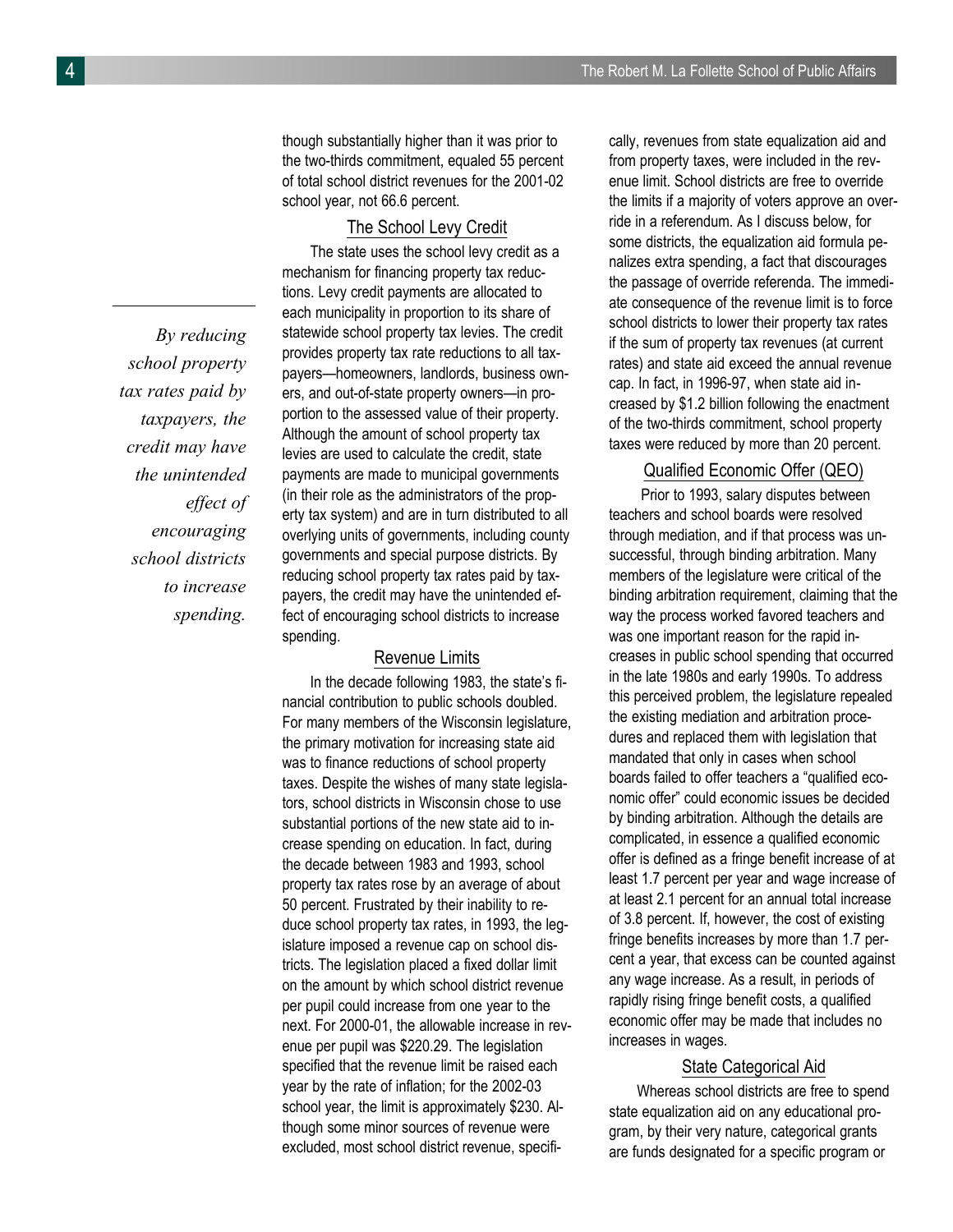though substantially higher than it was prior to the two-thirds commitment, equaled 55 percent of total school district revenues for the 2001-02 school year, not 66.6 percent.

## The School Levy Credit

The state uses the school levy credit as a mechanism for financing property tax reductions. Levy credit payments are allocated to each municipality in proportion to its share of statewide school property tax levies. The credit provides property tax rate reductions to all taxpayers—homeowners, landlords, business owners, and out-of-state property owners—in proportion to the assessed value of their property. Although the amount of school property tax levies are used to calculate the credit, state payments are made to municipal governments (in their role as the administrators of the property tax system) and are in turn distributed to all overlying units of governments, including county governments and special purpose districts. By reducing school property tax rates paid by taxpayers, the credit may have the unintended effect of encouraging school districts to increase spending.

*By reducing school property tax rates paid by taxpayers, the credit may have the unintended effect of encouraging school districts to increase spending.*

## Revenue Limits

In the decade following 1983, the state's financial contribution to public schools doubled. For many members of the Wisconsin legislature, the primary motivation for increasing state aid was to finance reductions of school property taxes. Despite the wishes of many state legislators, school districts in Wisconsin chose to use substantial portions of the new state aid to increase spending on education. In fact, during the decade between 1983 and 1993, school property tax rates rose by an average of about 50 percent. Frustrated by their inability to reduce school property tax rates, in 1993, the legislature imposed a revenue cap on school districts. The legislation placed a fixed dollar limit on the amount by which school district revenue per pupil could increase from one year to the next. For 2000-01, the allowable increase in revenue per pupil was $220.29. The legislation specified that the revenue limit be raised each year by the rate of inflation; for the 2002-03 school year, the limit is approximately $230. Although some minor sources of revenue were excluded, most school district revenue, specifically, revenues from state equalization aid and from property taxes, were included in the revenue limit. School districts are free to override the limits if a majority of voters approve an override in a referendum. As I discuss below, for some districts, the equalization aid formula penalizes extra spending, a fact that discourages the passage of override referenda. The immediate consequence of the revenue limit is to force school districts to lower their property tax rates if the sum of property tax revenues (at current rates) and state aid exceed the annual revenue cap. In fact, in 1996-97, when state aid increased by $1.2 billion following the enactment of the two-thirds commitment, school property taxes were reduced by more than 20 percent.

## Qualified Economic Offer (QEO)

Prior to 1993, salary disputes between teachers and school boards were resolved through mediation, and if that process was unsuccessful, through binding arbitration. Many members of the legislature were critical of the binding arbitration requirement, claiming that the way the process worked favored teachers and was one important reason for the rapid increases in public school spending that occurred in the late 1980s and early 1990s. To address this perceived problem, the legislature repealed the existing mediation and arbitration procedures and replaced them with legislation that mandated that only in cases when school boards failed to offer teachers a "qualified economic offer" could economic issues be decided by binding arbitration. Although the details are complicated, in essence a qualified economic offer is defined as a fringe benefit increase of at least 1.7 percent per year and wage increase of at least 2.1 percent for an annual total increase of 3.8 percent. If, however, the cost of existing fringe benefits increases by more than 1.7 percent a year, that excess can be counted against any wage increase. As a result, in periods of rapidly rising fringe benefit costs, a qualified economic offer may be made that includes no increases in wages.

## State Categorical Aid

Whereas school districts are free to spend state equalization aid on any educational program, by their very nature, categorical grants are funds designated for a specific program or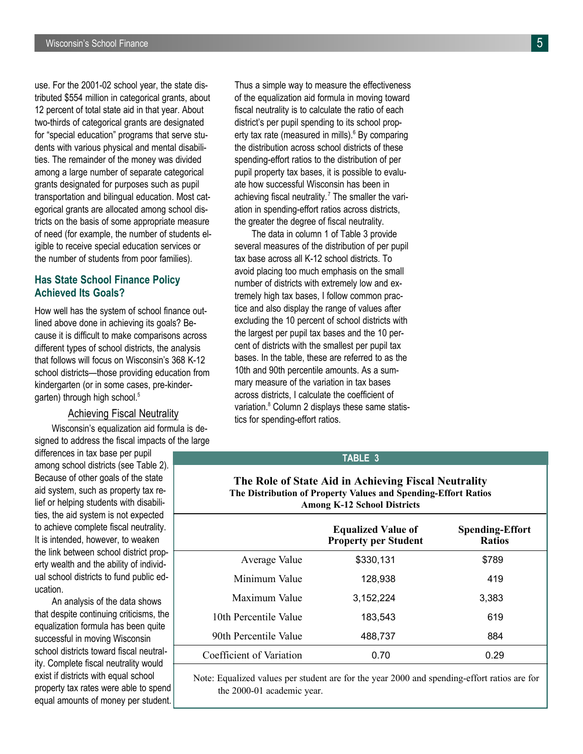use. For the 2001-02 school year, the state distributed $554 million in categorical grants, about 12 percent of total state aid in that year. About two-thirds of categorical grants are designated for "special education" programs that serve students with various physical and mental disabilities. The remainder of the money was divided among a large number of separate categorical grants designated for purposes such as pupil transportation and bilingual education. Most categorical grants are allocated among school districts on the basis of some appropriate measure of need (for example, the number of students eligible to receive special education services or the number of students from poor families).

## Has State School Finance Policy Achieved Its Goals?

How well has the system of school finance outlined above done in achieving its goals? Because it is difficult to make comparisons across different types of school districts, the analysis that follows will focus on Wisconsin's 368 K-12 school districts—those providing education from kindergarten (or in some cases, pre-kindergarten) through high school.[5]

### Achieving Fiscal Neutrality

Wisconsin's equalization aid formula is designed to address the fiscal impacts of the large differences in tax base per pupil among school districts (see Table 2). Because of other goals of the state aid system, such as property tax relief or helping students with disabilities, the aid system is not expected to achieve complete fiscal neutrality. It is intended, however, to weaken the link between school district property wealth and the ability of individual school districts to fund public education.

An analysis of the data shows that despite continuing criticisms, the equalization formula has been quite successful in moving Wisconsin school districts toward fiscal neutrality. Complete fiscal neutrality would exist if districts with equal school property tax rates were able to spend equal amounts of money per student. Thus a simple way to measure the effectiveness of the equalization aid formula in moving toward fiscal neutrality is to calculate the ratio of each district's per pupil spending to its school property tax rate (measured in mills).[6] By comparing the distribution across school districts of these spending-effort ratios to the distribution of per pupil property tax bases, it is possible to evaluate how successful Wisconsin has been in achieving fiscal neutrality.[7] The smaller the variation in spending-effort ratios across districts, the greater the degree of fiscal neutrality.

The data in column 1 of Table 3 provide several measures of the distribution of per pupil tax base across all K-12 school districts. To avoid placing too much emphasis on the small number of districts with extremely low and extremely high tax bases, I follow common practice and also display the range of values after excluding the 10 percent of school districts with the largest per pupil tax bases and the 10 percent of districts with the smallest per pupil tax bases. In the table, these are referred to as the 10th and 90th percentile amounts. As a summary measure of the variation in tax bases across districts, I calculate the coefficient of variation.[8] Column 2 displays these same statistics for spending-effort ratios.

**TABLE 3**

**The Role of State Aid in Achieving Fiscal Neutrality**
**The Distribution of Property Values and Spending-Effort Ratios Among K-12 School Districts**

| | Equalized Value of Property per Student | Spending-Effort Ratios |
|---|---|---|
| Average Value | $330,131 | $789 |
| Minimum Value | 128,938 | 419 |
| Maximum Value | 3,152,224 | 3,383 |
| 10th Percentile Value | 183,543 | 619 |
| 90th Percentile Value | 488,737 | 884 |
| Coefficient of Variation | 0.70 | 0.29 |

Note: Equalized values per student are for the year 2000 and spending-effort ratios are for the 2000-01 academic year.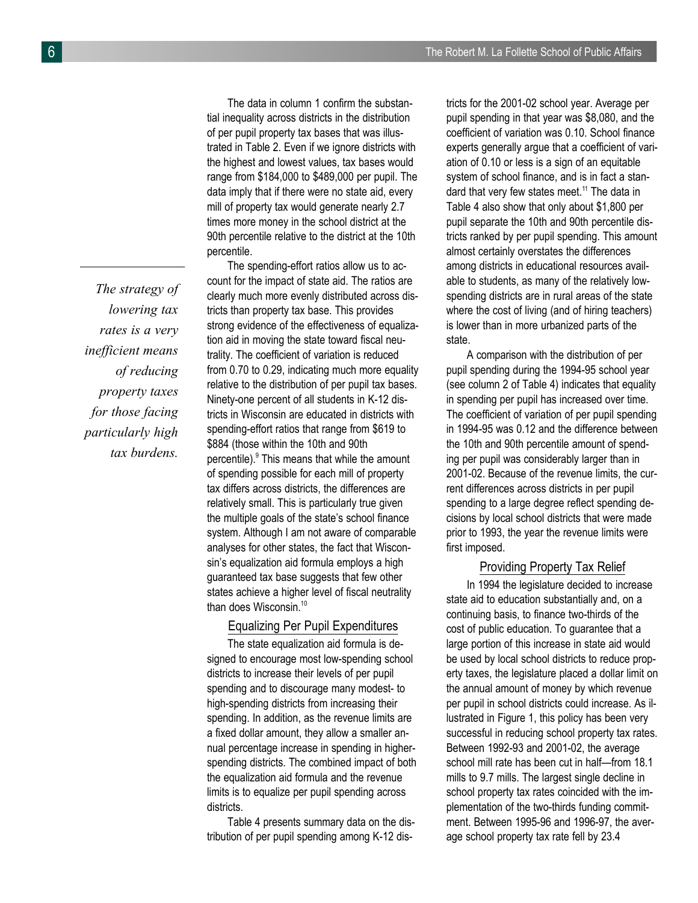The data in column 1 confirm the substantial inequality across districts in the distribution of per pupil property tax bases that was illustrated in Table 2. Even if we ignore districts with the highest and lowest values, tax bases would range from $184,000 to $489,000 per pupil. The data imply that if there were no state aid, every mill of property tax would generate nearly 2.7 times more money in the school district at the 90th percentile relative to the district at the 10th percentile.

> *The strategy of lowering tax rates is a very inefficient means of reducing property taxes for those facing particularly high tax burdens.*

The spending-effort ratios allow us to account for the impact of state aid. The ratios are clearly much more evenly distributed across districts than property tax base. This provides strong evidence of the effectiveness of equalization aid in moving the state toward fiscal neutrality. The coefficient of variation is reduced from 0.70 to 0.29, indicating much more equality relative to the distribution of per pupil tax bases. Ninety-one percent of all students in K-12 districts in Wisconsin are educated in districts with spending-effort ratios that range from $619 to $884 (those within the 10th and 90th percentile).[9] This means that while the amount of spending possible for each mill of property tax differs across districts, the differences are relatively small. This is particularly true given the multiple goals of the state's school finance system. Although I am not aware of comparable analyses for other states, the fact that Wisconsin's equalization aid formula employs a high guaranteed tax base suggests that few other states achieve a higher level of fiscal neutrality than does Wisconsin.[10]

## Equalizing Per Pupil Expenditures

The state equalization aid formula is designed to encourage most low-spending school districts to increase their levels of per pupil spending and to discourage many modest- to high-spending districts from increasing their spending. In addition, as the revenue limits are a fixed dollar amount, they allow a smaller annual percentage increase in spending in higher-spending districts. The combined impact of both the equalization aid formula and the revenue limits is to equalize per pupil spending across districts.

Table 4 presents summary data on the distribution of per pupil spending among K-12 districts for the 2001-02 school year. Average per pupil spending in that year was $8,080, and the coefficient of variation was 0.10. School finance experts generally argue that a coefficient of variation of 0.10 or less is a sign of an equitable system of school finance, and is in fact a standard that very few states meet.[11] The data in Table 4 also show that only about $1,800 per pupil separate the 10th and 90th percentile districts ranked by per pupil spending. This amount almost certainly overstates the differences among districts in educational resources available to students, as many of the relatively low-spending districts are in rural areas of the state where the cost of living (and of hiring teachers) is lower than in more urbanized parts of the state.

A comparison with the distribution of per pupil spending during the 1994-95 school year (see column 2 of Table 4) indicates that equality in spending per pupil has increased over time. The coefficient of variation of per pupil spending in 1994-95 was 0.12 and the difference between the 10th and 90th percentile amount of spending per pupil was considerably larger than in 2001-02. Because of the revenue limits, the current differences across districts in per pupil spending to a large degree reflect spending decisions by local school districts that were made prior to 1993, the year the revenue limits were first imposed.

## Providing Property Tax Relief

In 1994 the legislature decided to increase state aid to education substantially and, on a continuing basis, to finance two-thirds of the cost of public education. To guarantee that a large portion of this increase in state aid would be used by local school districts to reduce property taxes, the legislature placed a dollar limit on the annual amount of money by which revenue per pupil in school districts could increase. As illustrated in Figure 1, this policy has been very successful in reducing school property tax rates. Between 1992-93 and 2001-02, the average school mill rate has been cut in half—from 18.1 mills to 9.7 mills. The largest single decline in school property tax rates coincided with the implementation of the two-thirds funding commitment. Between 1995-96 and 1996-97, the average school property tax rate fell by 23.4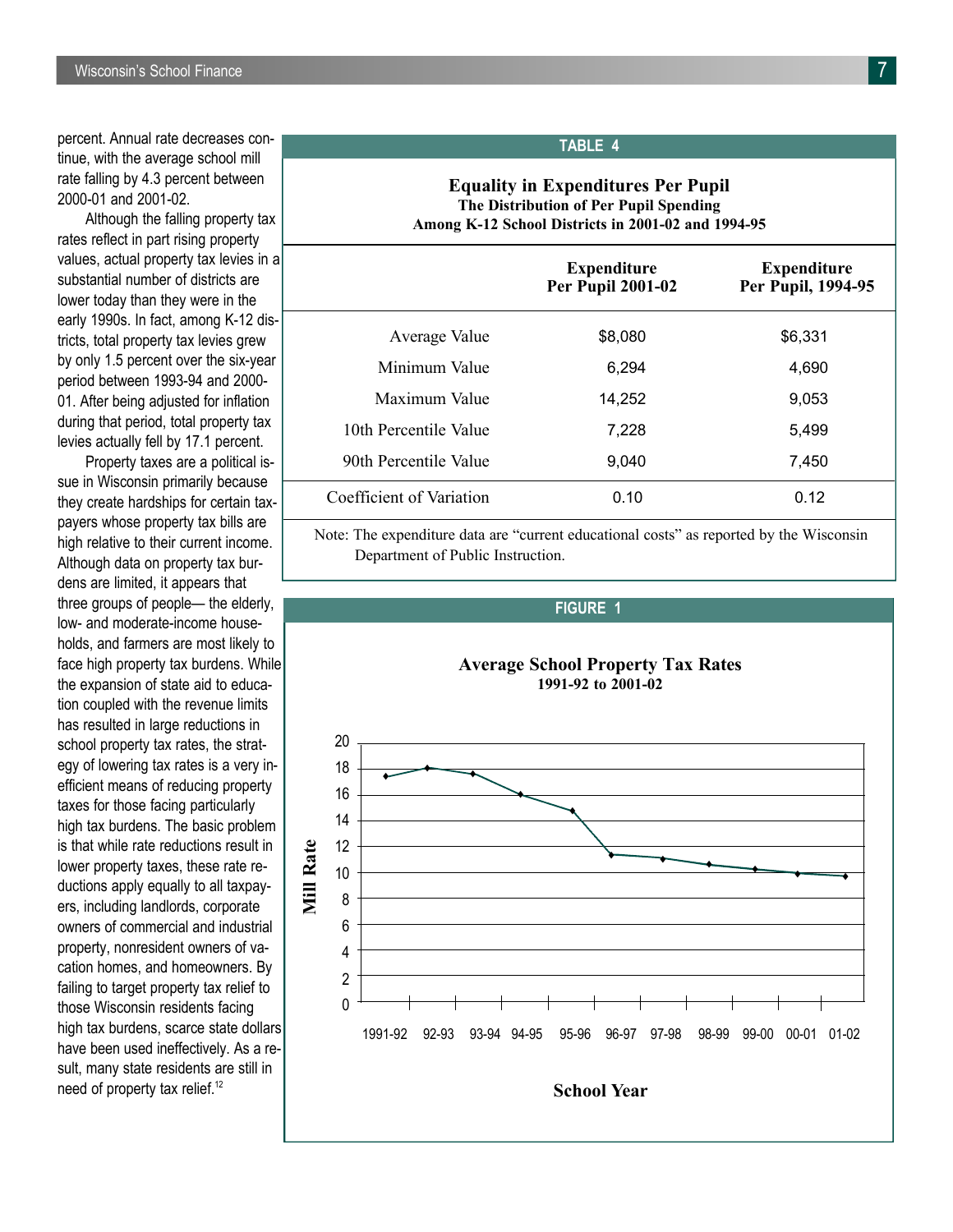percent. Annual rate decreases continue, with the average school mill rate falling by 4.3 percent between 2000-01 and 2001-02.

Although the falling property tax rates reflect in part rising property values, actual property tax levies in a substantial number of districts are lower today than they were in the early 1990s. In fact, among K-12 districts, total property tax levies grew by only 1.5 percent over the six-year period between 1993-94 and 2000-01. After being adjusted for inflation during that period, total property tax levies actually fell by 17.1 percent.

Property taxes are a political issue in Wisconsin primarily because they create hardships for certain taxpayers whose property tax bills are high relative to their current income. Although data on property tax burdens are limited, it appears that three groups of people— the elderly, low- and moderate-income households, and farmers are most likely to face high property tax burdens. While the expansion of state aid to education coupled with the revenue limits has resulted in large reductions in school property tax rates, the strategy of lowering tax rates is a very inefficient means of reducing property taxes for those facing particularly high tax burdens. The basic problem is that while rate reductions result in lower property taxes, these rate reductions apply equally to all taxpayers, including landlords, corporate owners of commercial and industrial property, nonresident owners of vacation homes, and homeowners. By failing to target property tax relief to those Wisconsin residents facing high tax burdens, scarce state dollars have been used ineffectively. As a result, many state residents are still in need of property tax relief.[12]

**TABLE 4**

**Equality in Expenditures Per Pupil**
**The Distribution of Per Pupil Spending Among K-12 School Districts in 2001-02 and 1994-95**

| | Expenditure Per Pupil 2001-02 | Expenditure Per Pupil, 1994-95 |
|---|---|---|
| Average Value | $8,080 | $6,331 |
| Minimum Value | 6,294 | 4,690 |
| Maximum Value | 14,252 | 9,053 |
| 10th Percentile Value | 7,228 | 5,499 |
| 90th Percentile Value | 9,040 | 7,450 |
| Coefficient of Variation | 0.10 | 0.12 |

Note: The expenditure data are "current educational costs" as reported by the Wisconsin Department of Public Instruction.

**FIGURE 1**

**Average School Property Tax Rates**
**1991-92 to 2001-02**

| School Year | Mill Rate (approx.) |
|---|---|
| 1991-92 | 17.4 |
| 92-93 | 18.1 |
| 93-94 | 17.6 |
| 94-95 | 16.0 |
| 95-96 | 14.8 |
| 96-97 | 11.4 |
| 97-98 | 11.1 |
| 98-99 | 10.6 |
| 99-00 | 10.3 |
| 00-01 | 9.9 |
| 01-02 | 9.7 |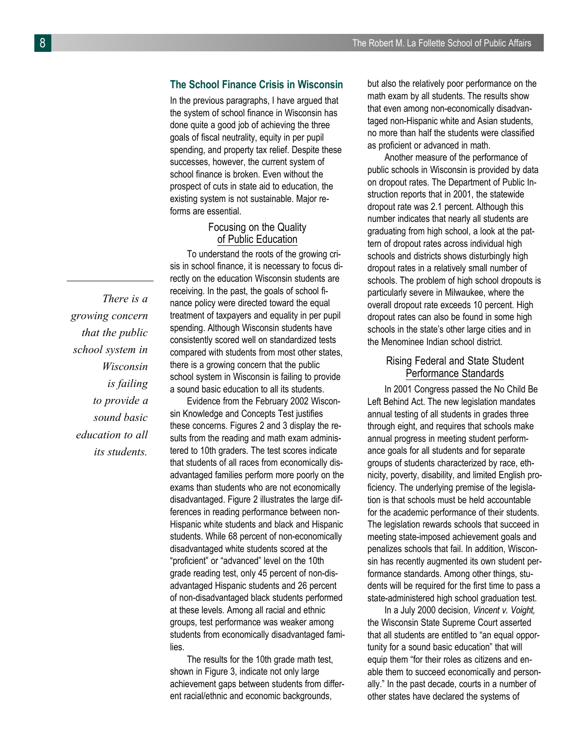## The School Finance Crisis in Wisconsin

In the previous paragraphs, I have argued that the system of school finance in Wisconsin has done quite a good job of achieving the three goals of fiscal neutrality, equity in per pupil spending, and property tax relief. Despite these successes, however, the current system of school finance is broken. Even without the prospect of cuts in state aid to education, the existing system is not sustainable. Major reforms are essential.

### Focusing on the Quality of Public Education

To understand the roots of the growing crisis in school finance, it is necessary to focus directly on the education Wisconsin students are receiving. In the past, the goals of school finance policy were directed toward the equal treatment of taxpayers and equality in per pupil spending. Although Wisconsin students have consistently scored well on standardized tests compared with students from most other states, there is a growing concern that the public school system in Wisconsin is failing to provide a sound basic education to all its students.

*There is a growing concern that the public school system in Wisconsin is failing to provide a sound basic education to all its students.*

Evidence from the February 2002 Wisconsin Knowledge and Concepts Test justifies these concerns. Figures 2 and 3 display the results from the reading and math exam administered to 10th graders. The test scores indicate that students of all races from economically disadvantaged families perform more poorly on the exams than students who are not economically disadvantaged. Figure 2 illustrates the large differences in reading performance between non-Hispanic white students and black and Hispanic students. While 68 percent of non-economically disadvantaged white students scored at the "proficient" or "advanced" level on the 10th grade reading test, only 45 percent of non-disadvantaged Hispanic students and 26 percent of non-disadvantaged black students performed at these levels. Among all racial and ethnic groups, test performance was weaker among students from economically disadvantaged families.

The results for the 10th grade math test, shown in Figure 3, indicate not only large achievement gaps between students from different racial/ethnic and economic backgrounds, but also the relatively poor performance on the math exam by all students. The results show that even among non-economically disadvantaged non-Hispanic white and Asian students, no more than half the students were classified as proficient or advanced in math.

Another measure of the performance of public schools in Wisconsin is provided by data on dropout rates. The Department of Public Instruction reports that in 2001, the statewide dropout rate was 2.1 percent. Although this number indicates that nearly all students are graduating from high school, a look at the pattern of dropout rates across individual high schools and districts shows disturbingly high dropout rates in a relatively small number of schools. The problem of high school dropouts is particularly severe in Milwaukee, where the overall dropout rate exceeds 10 percent. High dropout rates can also be found in some high schools in the state's other large cities and in the Menominee Indian school district.

### Rising Federal and State Student Performance Standards

In 2001 Congress passed the No Child Be Left Behind Act. The new legislation mandates annual testing of all students in grades three through eight, and requires that schools make annual progress in meeting student performance goals for all students and for separate groups of students characterized by race, ethnicity, poverty, disability, and limited English proficiency. The underlying premise of the legislation is that schools must be held accountable for the academic performance of their students. The legislation rewards schools that succeed in meeting state-imposed achievement goals and penalizes schools that fail. In addition, Wisconsin has recently augmented its own student performance standards. Among other things, students will be required for the first time to pass a state-administered high school graduation test.

In a July 2000 decision, *Vincent v. Voight,* the Wisconsin State Supreme Court asserted that all students are entitled to "an equal opportunity for a sound basic education" that will equip them "for their roles as citizens and enable them to succeed economically and personally." In the past decade, courts in a number of other states have declared the systems of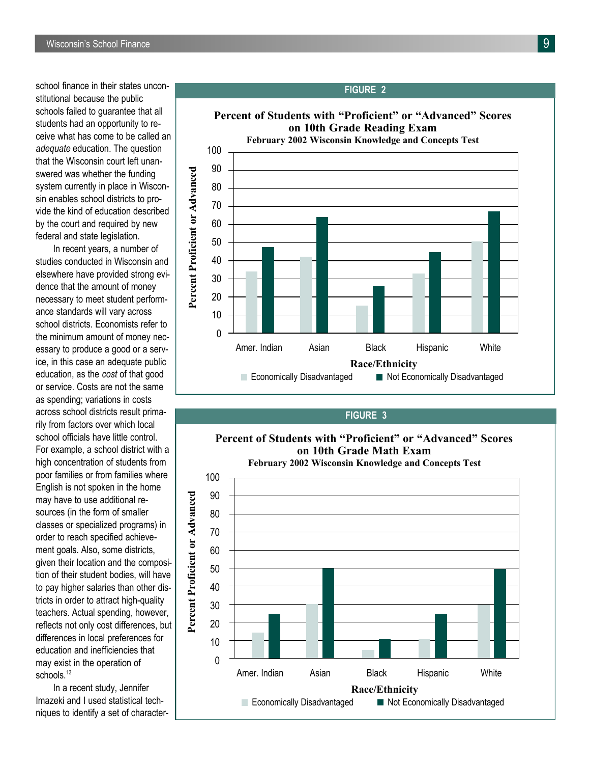school finance in their states unconstitutional because the public schools failed to guarantee that all students had an opportunity to receive what has come to be called an *adequate* education. The question that the Wisconsin court left unanswered was whether the funding system currently in place in Wisconsin enables school districts to provide the kind of education described by the court and required by new federal and state legislation.

In recent years, a number of studies conducted in Wisconsin and elsewhere have provided strong evidence that the amount of money necessary to meet student performance standards will vary across school districts. Economists refer to the minimum amount of money necessary to produce a good or a service, in this case an adequate public education, as the *cost* of that good or service. Costs are not the same as spending; variations in costs across school districts result primarily from factors over which local school officials have little control. For example, a school district with a high concentration of students from poor families or from families where English is not spoken in the home may have to use additional resources (in the form of smaller classes or specialized programs) in order to reach specified achievement goals. Also, some districts, given their location and the composition of their student bodies, will have to pay higher salaries than other districts in order to attract high-quality teachers. Actual spending, however, reflects not only cost differences, but differences in local preferences for education and inefficiencies that may exist in the operation of schools.[13]

In a recent study, Jennifer Imazeki and I used statistical techniques to identify a set of character-

**FIGURE 2**

**Percent of Students with "Proficient" or "Advanced" Scores on 10th Grade Reading Exam**

**February 2002 Wisconsin Knowledge and Concepts Test**

**FIGURE 3**

**Percent of Students with "Proficient" or "Advanced" Scores on 10th Grade Math Exam**

**February 2002 Wisconsin Knowledge and Concepts Test**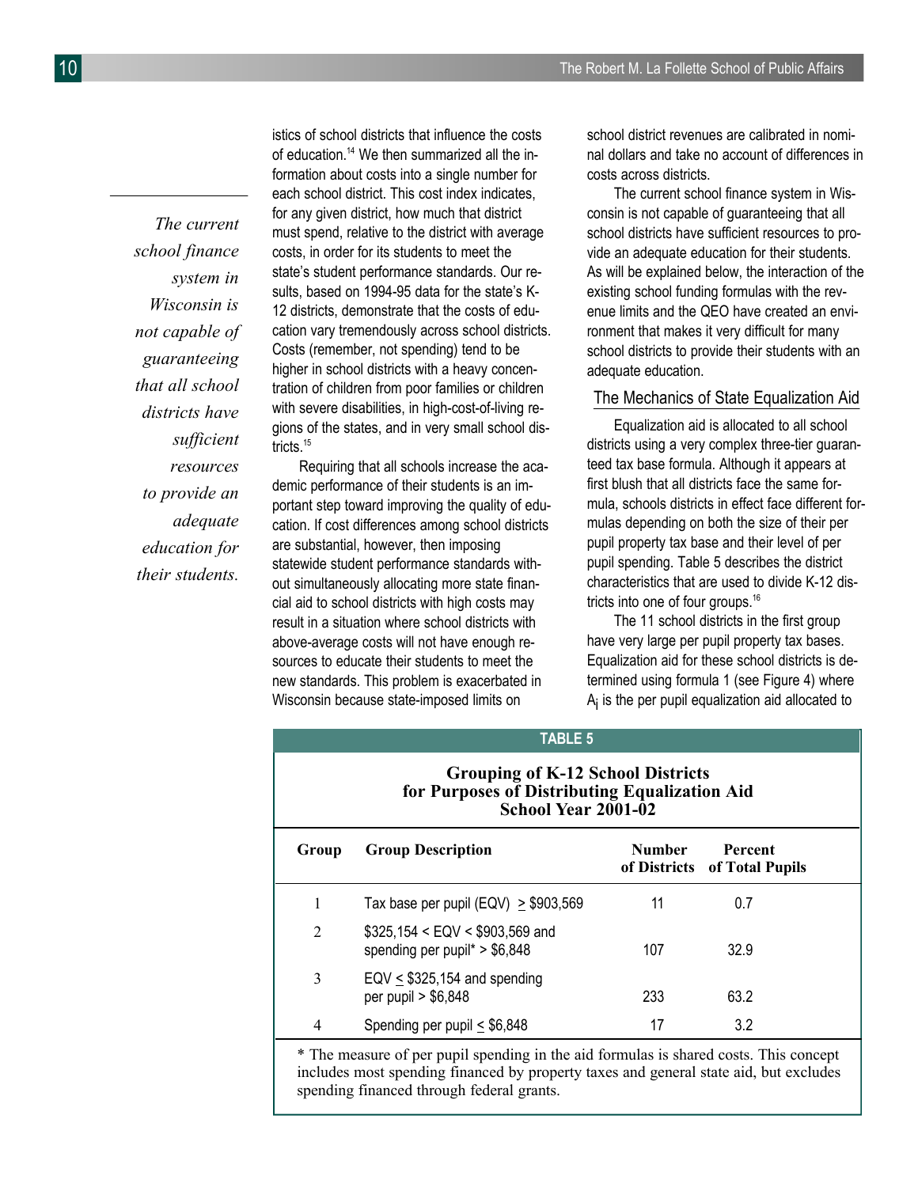istics of school districts that influence the costs of education.[14] We then summarized all the information about costs into a single number for each school district. This cost index indicates, for any given district, how much that district must spend, relative to the district with average costs, in order for its students to meet the state's student performance standards. Our results, based on 1994-95 data for the state's K-12 districts, demonstrate that the costs of education vary tremendously across school districts. Costs (remember, not spending) tend to be higher in school districts with a heavy concentration of children from poor families or children with severe disabilities, in high-cost-of-living regions of the states, and in very small school districts.[15]

*The current school finance system in Wisconsin is not capable of guaranteeing that all school districts have sufficient resources to provide an adequate education for their students.*

Requiring that all schools increase the academic performance of their students is an important step toward improving the quality of education. If cost differences among school districts are substantial, however, then imposing statewide student performance standards without simultaneously allocating more state financial aid to school districts with high costs may result in a situation where school districts with above-average costs will not have enough resources to educate their students to meet the new standards. This problem is exacerbated in Wisconsin because state-imposed limits on school district revenues are calibrated in nominal dollars and take no account of differences in costs across districts.

The current school finance system in Wisconsin is not capable of guaranteeing that all school districts have sufficient resources to provide an adequate education for their students. As will be explained below, the interaction of the existing school funding formulas with the revenue limits and the QEO have created an environment that makes it very difficult for many school districts to provide their students with an adequate education.

## The Mechanics of State Equalization Aid

Equalization aid is allocated to all school districts using a very complex three-tier guaranteed tax base formula. Although it appears at first blush that all districts face the same formula, schools districts in effect face different formulas depending on both the size of their per pupil property tax base and their level of per pupil spending. Table 5 describes the district characteristics that are used to divide K-12 districts into one of four groups.[16]

The 11 school districts in the first group have very large per pupil property tax bases. Equalization aid for these school districts is determined using formula 1 (see Figure 4) where $A_i$ is the per pupil equalization aid allocated to

**TABLE 5**

**Grouping of K-12 School Districts for Purposes of Distributing Equalization Aid School Year 2001-02**

| Group | Group Description | Number of Districts | Percent of Total Pupils |
|---|---|---|---|
| 1 | Tax base per pupil (EQV) ≥ $903,569 | 11 | 0.7 |
| 2 | $325,154 < EQV < $903,569 and spending per pupil* > $6,848 | 107 | 32.9 |
| 3 | EQV ≤ $325,154 and spending per pupil > $6,848 | 233 | 63.2 |
| 4 | Spending per pupil ≤ $6,848 | 17 | 3.2 |

* The measure of per pupil spending in the aid formulas is shared costs. This concept includes most spending financed by property taxes and general state aid, but excludes spending financed through federal grants.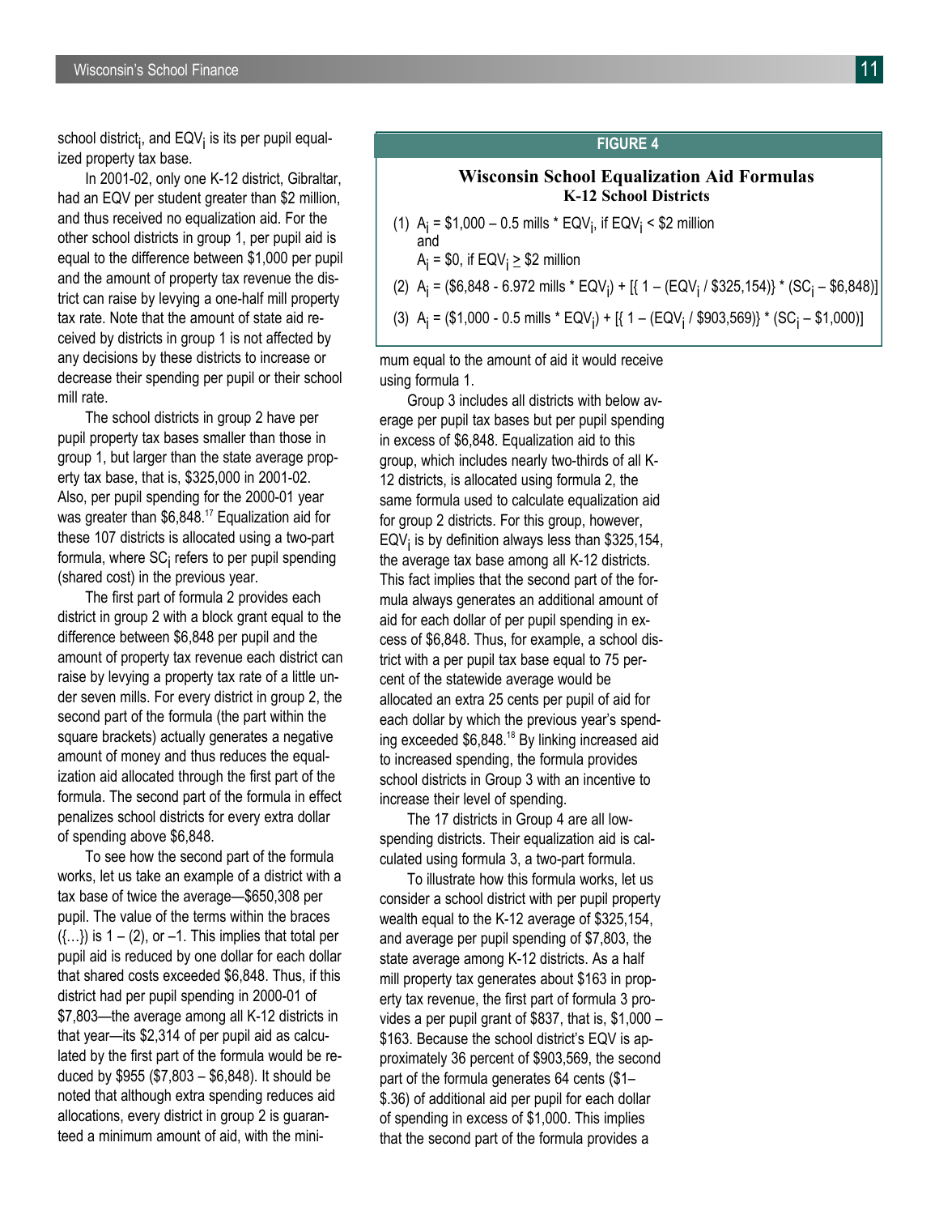school $\text{district}_i$, and $EQV_i$ is its per pupil equalized property tax base.

In 2001-02, only one K-12 district, Gibraltar, had an EQV per student greater than $2 million, and thus received no equalization aid. For the other school districts in group 1, per pupil aid is equal to the difference between $1,000 per pupil and the amount of property tax revenue the district can raise by levying a one-half mill property tax rate. Note that the amount of state aid received by districts in group 1 is not affected by any decisions by these districts to increase or decrease their spending per pupil or their school mill rate.

The school districts in group 2 have per pupil property tax bases smaller than those in group 1, but larger than the state average property tax base, that is, $325,000 in 2001-02. Also, per pupil spending for the 2000-01 year was greater than $6,848.[17] Equalization aid for these 107 districts is allocated using a two-part formula, where $SC_i$ refers to per pupil spending (shared cost) in the previous year.

The first part of formula 2 provides each district in group 2 with a block grant equal to the difference between $6,848 per pupil and the amount of property tax revenue each district can raise by levying a property tax rate of a little under seven mills. For every district in group 2, the second part of the formula (the part within the square brackets) actually generates a negative amount of money and thus reduces the equalization aid allocated through the first part of the formula. The second part of the formula in effect penalizes school districts for every extra dollar of spending above $6,848.

To see how the second part of the formula works, let us take an example of a district with a tax base of twice the average—$650,308 per pupil. The value of the terms within the braces ({…}) is 1 – (2), or –1. This implies that total per pupil aid is reduced by one dollar for each dollar that shared costs exceeded $6,848. Thus, if this district had per pupil spending in 2000-01 of $7,803—the average among all K-12 districts in that year—its $2,314 of per pupil aid as calculated by the first part of the formula would be reduced by $955 ($7,803 – $6,848). It should be noted that although extra spending reduces aid allocations, every district in group 2 is guaranteed a minimum amount of aid, with the minimum equal to the amount of aid it would receive using formula 1.

**FIGURE 4**

**Wisconsin School Equalization Aid Formulas**
**K-12 School Districts**

(1) $A_i = \$1{,}000 - 0.5 \text{ mills} * EQV_i$, if $EQV_i < \$2$ million
and
$A_i = \$0$, if $EQV_i \geq \$2$ million

(2) $A_i = (\$6{,}848 - 6.972 \text{ mills} * EQV_i) + [\{1 - (EQV_i / \$325{,}154)\} * (SC_i - \$6{,}848)]$

(3) $A_i = (\$1{,}000 - 0.5 \text{ mills} * EQV_i) + [\{1 - (EQV_i / \$903{,}569)\} * (SC_i - \$1{,}000)]$

Group 3 includes all districts with below average per pupil tax bases but per pupil spending in excess of $6,848. Equalization aid to this group, which includes nearly two-thirds of all K-12 districts, is allocated using formula 2, the same formula used to calculate equalization aid for group 2 districts. For this group, however, $EQV_i$ is by definition always less than $325,154, the average tax base among all K-12 districts. This fact implies that the second part of the formula always generates an additional amount of aid for each dollar of per pupil spending in excess of $6,848. Thus, for example, a school district with a per pupil tax base equal to 75 percent of the statewide average would be allocated an extra 25 cents per pupil of aid for each dollar by which the previous year's spending exceeded $6,848.[18] By linking increased aid to increased spending, the formula provides school districts in Group 3 with an incentive to increase their level of spending.

The 17 districts in Group 4 are all low-spending districts. Their equalization aid is calculated using formula 3, a two-part formula.

To illustrate how this formula works, let us consider a school district with per pupil property wealth equal to the K-12 average of $325,154, and average per pupil spending of $7,803, the state average among K-12 districts. As a half mill property tax generates about $163 in property tax revenue, the first part of formula 3 provides a per pupil grant of $837, that is, $1,000 – $163. Because the school district's EQV is approximately 36 percent of $903,569, the second part of the formula generates 64 cents ($1– $.36) of additional aid per pupil for each dollar of spending in excess of $1,000. This implies that the second part of the formula provides a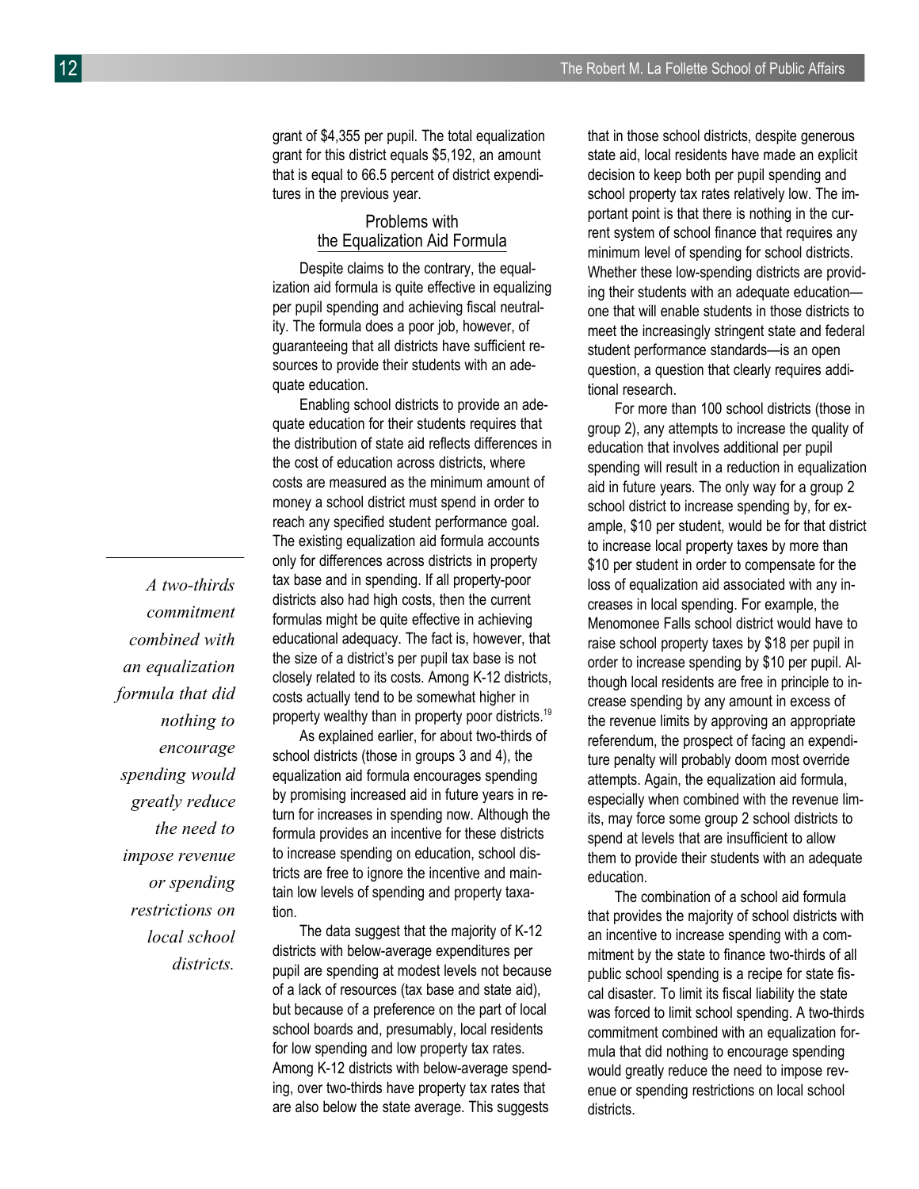grant of $4,355 per pupil. The total equalization grant for this district equals $5,192, an amount that is equal to 66.5 percent of district expenditures in the previous year.

## Problems with the Equalization Aid Formula

Despite claims to the contrary, the equalization aid formula is quite effective in equalizing per pupil spending and achieving fiscal neutrality. The formula does a poor job, however, of guaranteeing that all districts have sufficient resources to provide their students with an adequate education.

Enabling school districts to provide an adequate education for their students requires that the distribution of state aid reflects differences in the cost of education across districts, where costs are measured as the minimum amount of money a school district must spend in order to reach any specified student performance goal. The existing equalization aid formula accounts only for differences across districts in property tax base and in spending. If all property-poor districts also had high costs, then the current formulas might be quite effective in achieving educational adequacy. The fact is, however, that the size of a district's per pupil tax base is not closely related to its costs. Among K-12 districts, costs actually tend to be somewhat higher in property wealthy than in property poor districts.[19]

*A two-thirds commitment combined with an equalization formula that did nothing to encourage spending would greatly reduce the need to impose revenue or spending restrictions on local school districts.*

As explained earlier, for about two-thirds of school districts (those in groups 3 and 4), the equalization aid formula encourages spending by promising increased aid in future years in return for increases in spending now. Although the formula provides an incentive for these districts to increase spending on education, school districts are free to ignore the incentive and maintain low levels of spending and property taxation.

The data suggest that the majority of K-12 districts with below-average expenditures per pupil are spending at modest levels not because of a lack of resources (tax base and state aid), but because of a preference on the part of local school boards and, presumably, local residents for low spending and low property tax rates. Among K-12 districts with below-average spending, over two-thirds have property tax rates that are also below the state average. This suggests that in those school districts, despite generous state aid, local residents have made an explicit decision to keep both per pupil spending and school property tax rates relatively low. The important point is that there is nothing in the current system of school finance that requires any minimum level of spending for school districts. Whether these low-spending districts are providing their students with an adequate education—one that will enable students in those districts to meet the increasingly stringent state and federal student performance standards—is an open question, a question that clearly requires additional research.

For more than 100 school districts (those in group 2), any attempts to increase the quality of education that involves additional per pupil spending will result in a reduction in equalization aid in future years. The only way for a group 2 school district to increase spending by, for example, $10 per student, would be for that district to increase local property taxes by more than $10 per student in order to compensate for the loss of equalization aid associated with any increases in local spending. For example, the Menomonee Falls school district would have to raise school property taxes by $18 per pupil in order to increase spending by $10 per pupil. Although local residents are free in principle to increase spending by any amount in excess of the revenue limits by approving an appropriate referendum, the prospect of facing an expenditure penalty will probably doom most override attempts. Again, the equalization aid formula, especially when combined with the revenue limits, may force some group 2 school districts to spend at levels that are insufficient to allow them to provide their students with an adequate education.

The combination of a school aid formula that provides the majority of school districts with an incentive to increase spending with a commitment by the state to finance two-thirds of all public school spending is a recipe for state fiscal disaster. To limit its fiscal liability the state was forced to limit school spending. A two-thirds commitment combined with an equalization formula that did nothing to encourage spending would greatly reduce the need to impose revenue or spending restrictions on local school districts.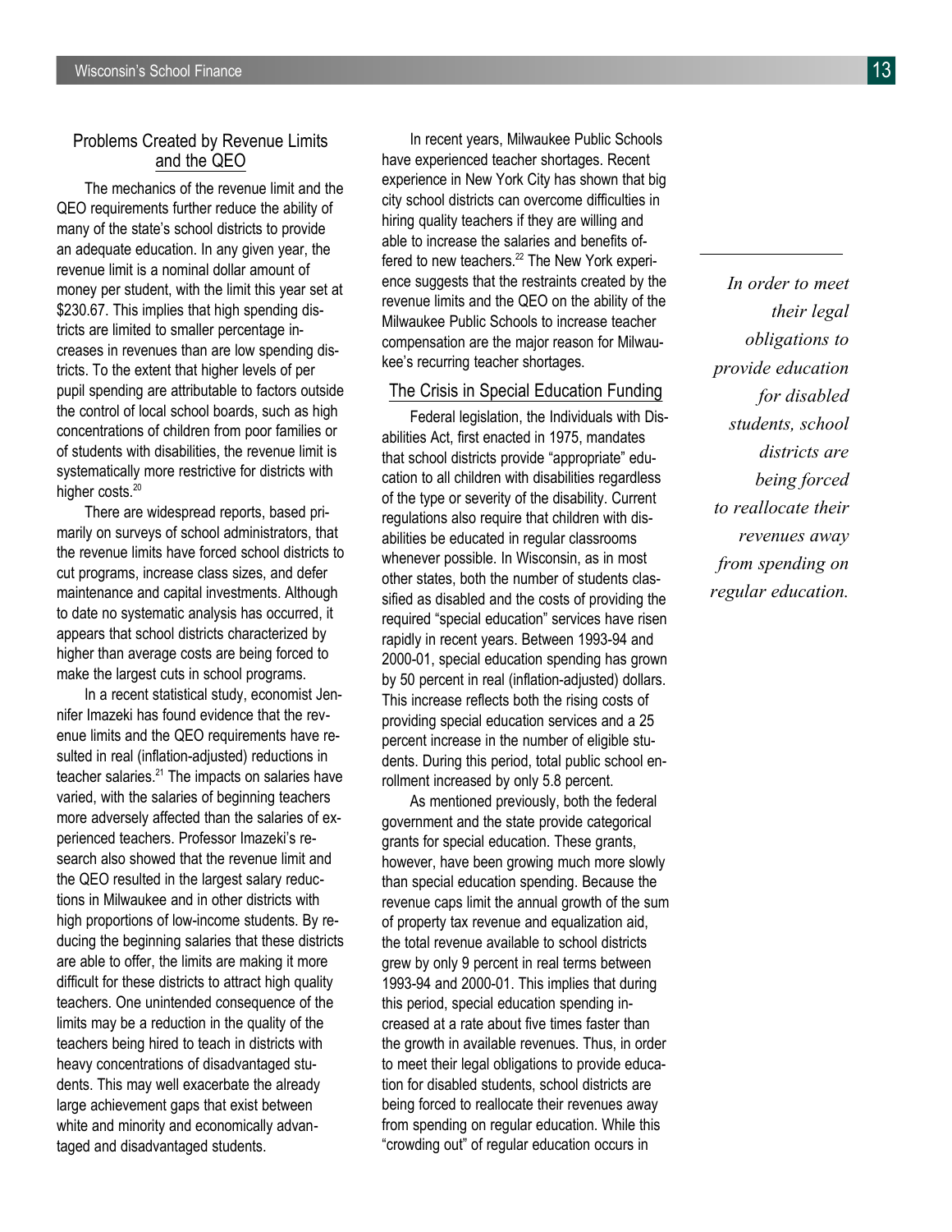## Problems Created by Revenue Limits and the QEO

The mechanics of the revenue limit and the QEO requirements further reduce the ability of many of the state's school districts to provide an adequate education. In any given year, the revenue limit is a nominal dollar amount of money per student, with the limit this year set at $230.67. This implies that high spending districts are limited to smaller percentage increases in revenues than are low spending districts. To the extent that higher levels of per pupil spending are attributable to factors outside the control of local school boards, such as high concentrations of children from poor families or of students with disabilities, the revenue limit is systematically more restrictive for districts with higher costs.[20]

There are widespread reports, based primarily on surveys of school administrators, that the revenue limits have forced school districts to cut programs, increase class sizes, and defer maintenance and capital investments. Although to date no systematic analysis has occurred, it appears that school districts characterized by higher than average costs are being forced to make the largest cuts in school programs.

In a recent statistical study, economist Jennifer Imazeki has found evidence that the revenue limits and the QEO requirements have resulted in real (inflation-adjusted) reductions in teacher salaries.[21] The impacts on salaries have varied, with the salaries of beginning teachers more adversely affected than the salaries of experienced teachers. Professor Imazeki's research also showed that the revenue limit and the QEO resulted in the largest salary reductions in Milwaukee and in other districts with high proportions of low-income students. By reducing the beginning salaries that these districts are able to offer, the limits are making it more difficult for these districts to attract high quality teachers. One unintended consequence of the limits may be a reduction in the quality of the teachers being hired to teach in districts with heavy concentrations of disadvantaged students. This may well exacerbate the already large achievement gaps that exist between white and minority and economically advantaged and disadvantaged students.

In recent years, Milwaukee Public Schools have experienced teacher shortages. Recent experience in New York City has shown that big city school districts can overcome difficulties in hiring quality teachers if they are willing and able to increase the salaries and benefits offered to new teachers.[22] The New York experience suggests that the restraints created by the revenue limits and the QEO on the ability of the Milwaukee Public Schools to increase teacher compensation are the major reason for Milwaukee's recurring teacher shortages.

## The Crisis in Special Education Funding

Federal legislation, the Individuals with Disabilities Act, first enacted in 1975, mandates that school districts provide "appropriate" education to all children with disabilities regardless of the type or severity of the disability. Current regulations also require that children with disabilities be educated in regular classrooms whenever possible. In Wisconsin, as in most other states, both the number of students classified as disabled and the costs of providing the required "special education" services have risen rapidly in recent years. Between 1993-94 and 2000-01, special education spending has grown by 50 percent in real (inflation-adjusted) dollars. This increase reflects both the rising costs of providing special education services and a 25 percent increase in the number of eligible students. During this period, total public school enrollment increased by only 5.8 percent.

As mentioned previously, both the federal government and the state provide categorical grants for special education. These grants, however, have been growing much more slowly than special education spending. Because the revenue caps limit the annual growth of the sum of property tax revenue and equalization aid, the total revenue available to school districts grew by only 9 percent in real terms between 1993-94 and 2000-01. This implies that during this period, special education spending increased at a rate about five times faster than the growth in available revenues. Thus, in order to meet their legal obligations to provide education for disabled students, school districts are being forced to reallocate their revenues away from spending on regular education. While this "crowding out" of regular education occurs in

*In order to meet their legal obligations to provide education for disabled students, school districts are being forced to reallocate their revenues away from spending on regular education.*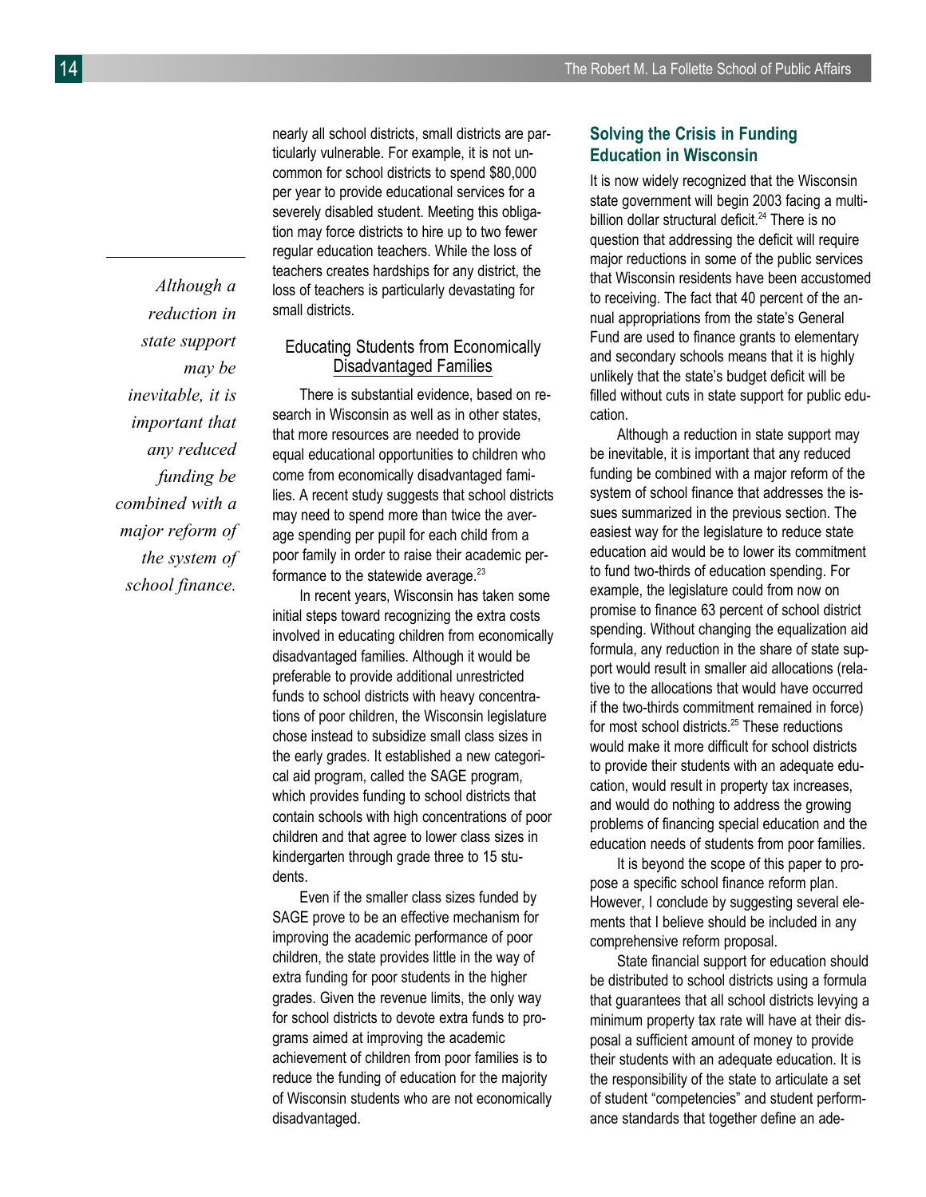nearly all school districts, small districts are particularly vulnerable. For example, it is not uncommon for school districts to spend $80,000 per year to provide educational services for a severely disabled student. Meeting this obligation may force districts to hire up to two fewer regular education teachers. While the loss of teachers creates hardships for any district, the loss of teachers is particularly devastating for small districts.

*Although a reduction in state support may be inevitable, it is important that any reduced funding be combined with a major reform of the system of school finance.*

### Educating Students from Economically Disadvantaged Families

There is substantial evidence, based on research in Wisconsin as well as in other states, that more resources are needed to provide equal educational opportunities to children who come from economically disadvantaged families. A recent study suggests that school districts may need to spend more than twice the average spending per pupil for each child from a poor family in order to raise their academic performance to the statewide average.[23]

In recent years, Wisconsin has taken some initial steps toward recognizing the extra costs involved in educating children from economically disadvantaged families. Although it would be preferable to provide additional unrestricted funds to school districts with heavy concentrations of poor children, the Wisconsin legislature chose instead to subsidize small class sizes in the early grades. It established a new categorical aid program, called the SAGE program, which provides funding to school districts that contain schools with high concentrations of poor children and that agree to lower class sizes in kindergarten through grade three to 15 students.

Even if the smaller class sizes funded by SAGE prove to be an effective mechanism for improving the academic performance of poor children, the state provides little in the way of extra funding for poor students in the higher grades. Given the revenue limits, the only way for school districts to devote extra funds to programs aimed at improving the academic achievement of children from poor families is to reduce the funding of education for the majority of Wisconsin students who are not economically disadvantaged.

## Solving the Crisis in Funding Education in Wisconsin

It is now widely recognized that the Wisconsin state government will begin 2003 facing a multi-billion dollar structural deficit.[24] There is no question that addressing the deficit will require major reductions in some of the public services that Wisconsin residents have been accustomed to receiving. The fact that 40 percent of the annual appropriations from the state's General Fund are used to finance grants to elementary and secondary schools means that it is highly unlikely that the state's budget deficit will be filled without cuts in state support for public education.

Although a reduction in state support may be inevitable, it is important that any reduced funding be combined with a major reform of the system of school finance that addresses the issues summarized in the previous section. The easiest way for the legislature to reduce state education aid would be to lower its commitment to fund two-thirds of education spending. For example, the legislature could from now on promise to finance 63 percent of school district spending. Without changing the equalization aid formula, any reduction in the share of state support would result in smaller aid allocations (relative to the allocations that would have occurred if the two-thirds commitment remained in force) for most school districts.[25] These reductions would make it more difficult for school districts to provide their students with an adequate education, would result in property tax increases, and would do nothing to address the growing problems of financing special education and the education needs of students from poor families.

It is beyond the scope of this paper to propose a specific school finance reform plan. However, I conclude by suggesting several elements that I believe should be included in any comprehensive reform proposal.

State financial support for education should be distributed to school districts using a formula that guarantees that all school districts levying a minimum property tax rate will have at their disposal a sufficient amount of money to provide their students with an adequate education. It is the responsibility of the state to articulate a set of student "competencies" and student performance standards that together define an ade-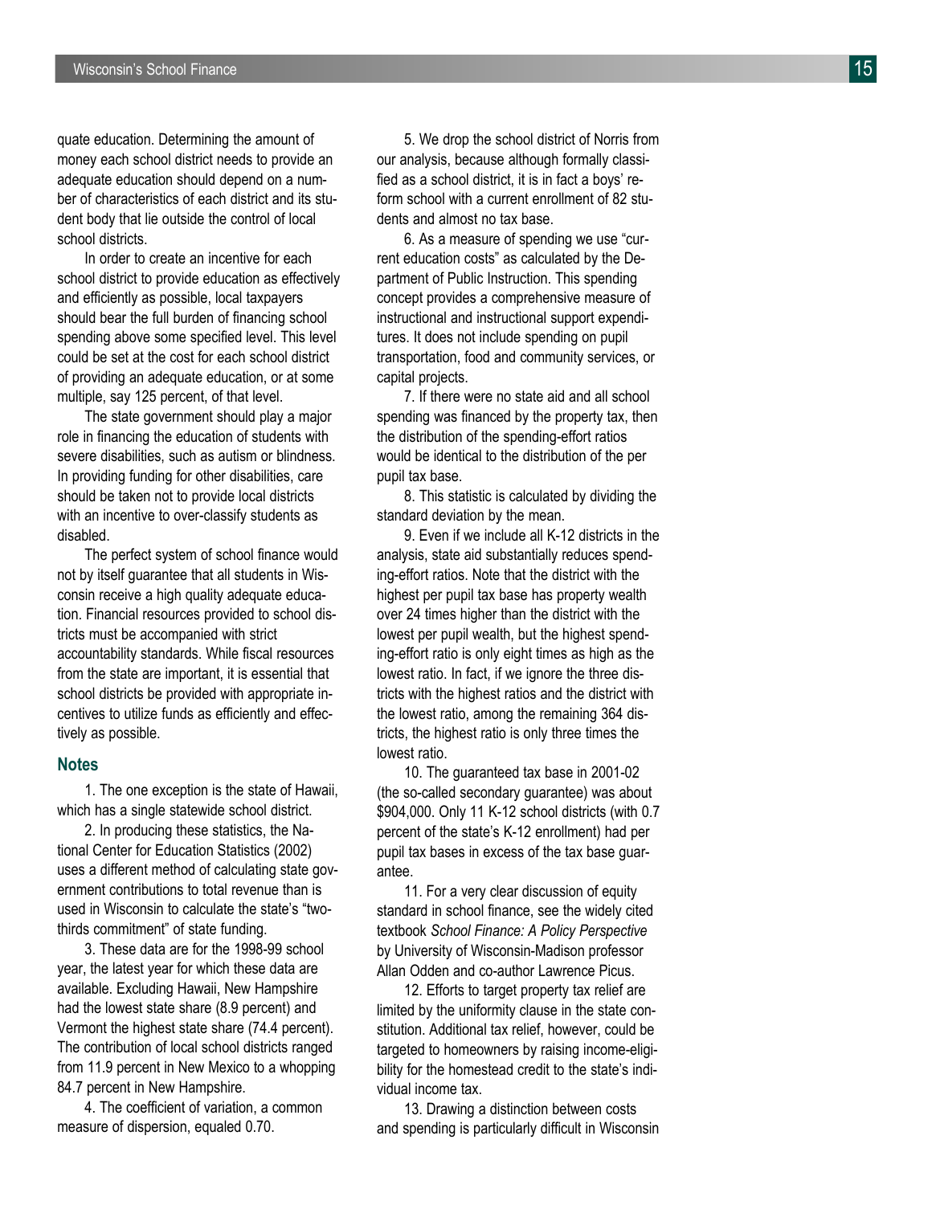quate education. Determining the amount of money each school district needs to provide an adequate education should depend on a number of characteristics of each district and its student body that lie outside the control of local school districts.

In order to create an incentive for each school district to provide education as effectively and efficiently as possible, local taxpayers should bear the full burden of financing school spending above some specified level. This level could be set at the cost for each school district of providing an adequate education, or at some multiple, say 125 percent, of that level.

The state government should play a major role in financing the education of students with severe disabilities, such as autism or blindness. In providing funding for other disabilities, care should be taken not to provide local districts with an incentive to over-classify students as disabled.

The perfect system of school finance would not by itself guarantee that all students in Wisconsin receive a high quality adequate education. Financial resources provided to school districts must be accompanied with strict accountability standards. While fiscal resources from the state are important, it is essential that school districts be provided with appropriate incentives to utilize funds as efficiently and effectively as possible.

## Notes

1. The one exception is the state of Hawaii, which has a single statewide school district.

2. In producing these statistics, the National Center for Education Statistics (2002) uses a different method of calculating state government contributions to total revenue than is used in Wisconsin to calculate the state's "two-thirds commitment" of state funding.

3. These data are for the 1998-99 school year, the latest year for which these data are available. Excluding Hawaii, New Hampshire had the lowest state share (8.9 percent) and Vermont the highest state share (74.4 percent). The contribution of local school districts ranged from 11.9 percent in New Mexico to a whopping 84.7 percent in New Hampshire.

4. The coefficient of variation, a common measure of dispersion, equaled 0.70.

5. We drop the school district of Norris from our analysis, because although formally classified as a school district, it is in fact a boys' reform school with a current enrollment of 82 students and almost no tax base.

6. As a measure of spending we use "current education costs" as calculated by the Department of Public Instruction. This spending concept provides a comprehensive measure of instructional and instructional support expenditures. It does not include spending on pupil transportation, food and community services, or capital projects.

7. If there were no state aid and all school spending was financed by the property tax, then the distribution of the spending-effort ratios would be identical to the distribution of the per pupil tax base.

8. This statistic is calculated by dividing the standard deviation by the mean.

9. Even if we include all K-12 districts in the analysis, state aid substantially reduces spending-effort ratios. Note that the district with the highest per pupil tax base has property wealth over 24 times higher than the district with the lowest per pupil wealth, but the highest spending-effort ratio is only eight times as high as the lowest ratio. In fact, if we ignore the three districts with the highest ratios and the district with the lowest ratio, among the remaining 364 districts, the highest ratio is only three times the lowest ratio.

10. The guaranteed tax base in 2001-02 (the so-called secondary guarantee) was about $904,000. Only 11 K-12 school districts (with 0.7 percent of the state's K-12 enrollment) had per pupil tax bases in excess of the tax base guarantee.

11. For a very clear discussion of equity standard in school finance, see the widely cited textbook *School Finance: A Policy Perspective* by University of Wisconsin-Madison professor Allan Odden and co-author Lawrence Picus.

12. Efforts to target property tax relief are limited by the uniformity clause in the state constitution. Additional tax relief, however, could be targeted to homeowners by raising income-eligibility for the homestead credit to the state's individual income tax.

13. Drawing a distinction between costs and spending is particularly difficult in Wisconsin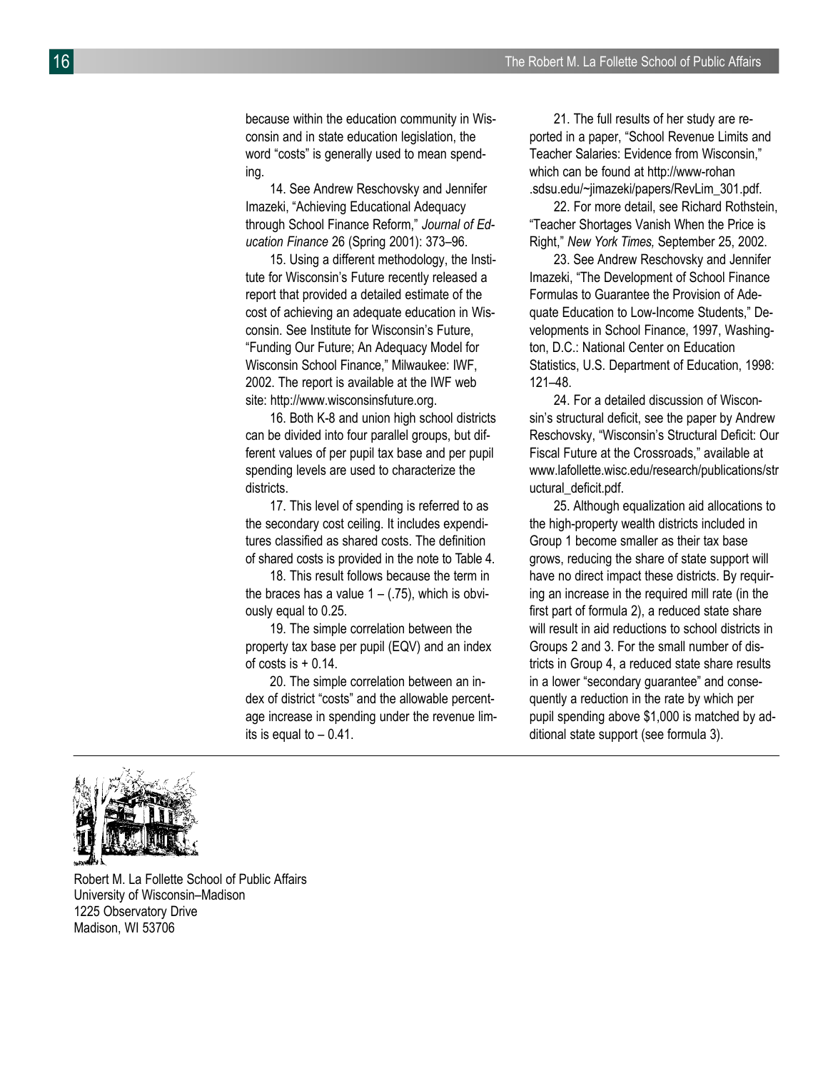because within the education community in Wisconsin and in state education legislation, the word "costs" is generally used to mean spending.

14. See Andrew Reschovsky and Jennifer Imazeki, "Achieving Educational Adequacy through School Finance Reform," *Journal of Education Finance* 26 (Spring 2001): 373–96.

15. Using a different methodology, the Institute for Wisconsin's Future recently released a report that provided a detailed estimate of the cost of achieving an adequate education in Wisconsin. See Institute for Wisconsin's Future, "Funding Our Future; An Adequacy Model for Wisconsin School Finance," Milwaukee: IWF, 2002. The report is available at the IWF web site: http://www.wisconsinsfuture.org.

16. Both K-8 and union high school districts can be divided into four parallel groups, but different values of per pupil tax base and per pupil spending levels are used to characterize the districts.

17. This level of spending is referred to as the secondary cost ceiling. It includes expenditures classified as shared costs. The definition of shared costs is provided in the note to Table 4.

18. This result follows because the term in the braces has a value $1 - (.75)$, which is obviously equal to 0.25.

19. The simple correlation between the property tax base per pupil (EQV) and an index of costs is + 0.14.

20. The simple correlation between an index of district "costs" and the allowable percentage increase in spending under the revenue limits is equal to – 0.41.

21. The full results of her study are reported in a paper, "School Revenue Limits and Teacher Salaries: Evidence from Wisconsin," which can be found at http://www-rohan.sdsu.edu/~jimazeki/papers/RevLim_301.pdf.

22. For more detail, see Richard Rothstein, "Teacher Shortages Vanish When the Price is Right," *New York Times,* September 25, 2002.

23. See Andrew Reschovsky and Jennifer Imazeki, "The Development of School Finance Formulas to Guarantee the Provision of Adequate Education to Low-Income Students," Developments in School Finance, 1997, Washington, D.C.: National Center on Education Statistics, U.S. Department of Education, 1998: 121–48.

24. For a detailed discussion of Wisconsin's structural deficit, see the paper by Andrew Reschovsky, "Wisconsin's Structural Deficit: Our Fiscal Future at the Crossroads," available at www.lafollette.wisc.edu/research/publications/structural_deficit.pdf.

25. Although equalization aid allocations to the high-property wealth districts included in Group 1 become smaller as their tax base grows, reducing the share of state support will have no direct impact these districts. By requiring an increase in the required mill rate (in the first part of formula 2), a reduced state share will result in aid reductions to school districts in Groups 2 and 3. For the small number of districts in Group 4, a reduced state share results in a lower "secondary guarantee" and consequently a reduction in the rate by which per pupil spending above $1,000 is matched by additional state support (see formula 3).

Robert M. La Follette School of Public Affairs
University of Wisconsin–Madison
1225 Observatory Drive
Madison, WI 53706